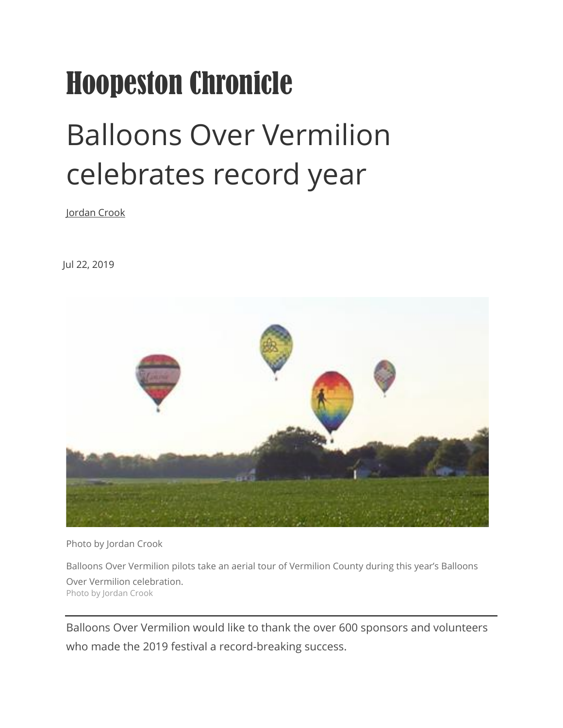# Hoopeston Chronicle

## Balloons Over Vermilion celebrates record year

Jordan Crook

Jul 22, 2019

Photo by Jordan Crook

Balloons Over Vermilion pilots take an aerial tour of Vermilion County during this year's Balloons Over Vermilion celebration.

Photo by Jordan Crook

Balloons Over Vermilion would like to thank the over 600 sponsors and volunteers who made the 2019 festival a record-breaking success.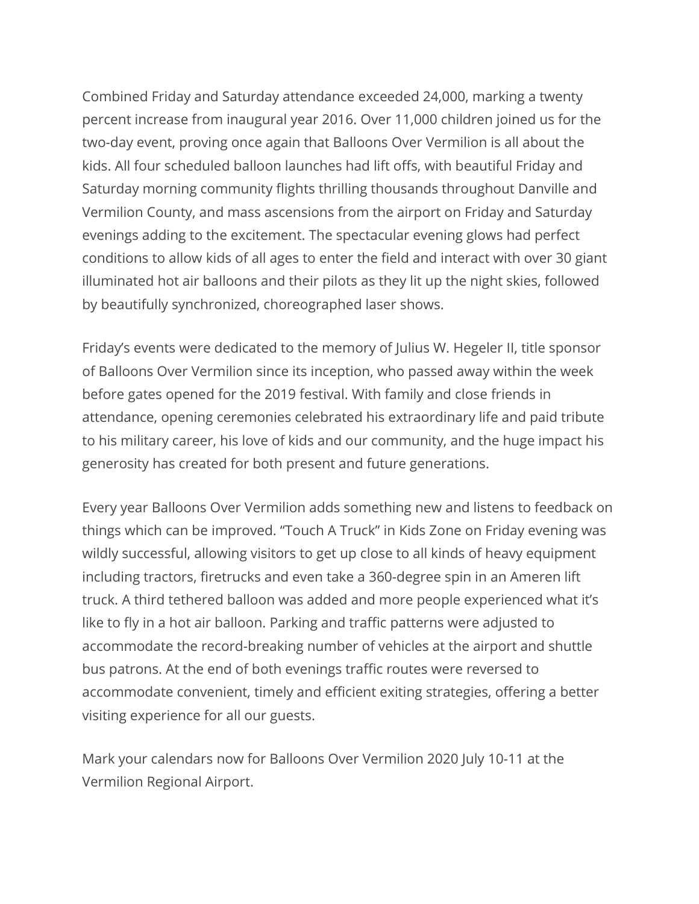Combined Friday and Saturday attendance exceeded 24,000, marking a twenty percent increase from inaugural year 2016. Over 11,000 children joined us for the two-day event, proving once again that Balloons Over Vermilion is all about the kids. All four scheduled balloon launches had lift offs, with beautiful Friday and Saturday morning community flights thrilling thousands throughout Danville and Vermilion County, and mass ascensions from the airport on Friday and Saturday evenings adding to the excitement. The spectacular evening glows had perfect conditions to allow kids of all ages to enter the field and interact with over 30 giant illuminated hot air balloons and their pilots as they lit up the night skies, followed by beautifully synchronized, choreographed laser shows.

Friday's events were dedicated to the memory of Julius W. Hegeler II, title sponsor of Balloons Over Vermilion since its inception, who passed away within the week before gates opened for the 2019 festival. With family and close friends in attendance, opening ceremonies celebrated his extraordinary life and paid tribute to his military career, his love of kids and our community, and the huge impact his generosity has created for both present and future generations.

Every year Balloons Over Vermilion adds something new and listens to feedback on things which can be improved. "Touch A Truck" in Kids Zone on Friday evening was wildly successful, allowing visitors to get up close to all kinds of heavy equipment including tractors, firetrucks and even take a 360-degree spin in an Ameren lift truck. A third tethered balloon was added and more people experienced what it's like to fly in a hot air balloon. Parking and traffic patterns were adjusted to accommodate the record-breaking number of vehicles at the airport and shuttle bus patrons. At the end of both evenings traffic routes were reversed to accommodate convenient, timely and efficient exiting strategies, offering a better visiting experience for all our guests.

Mark your calendars now for Balloons Over Vermilion 2020 July 10-11 at the Vermilion Regional Airport.